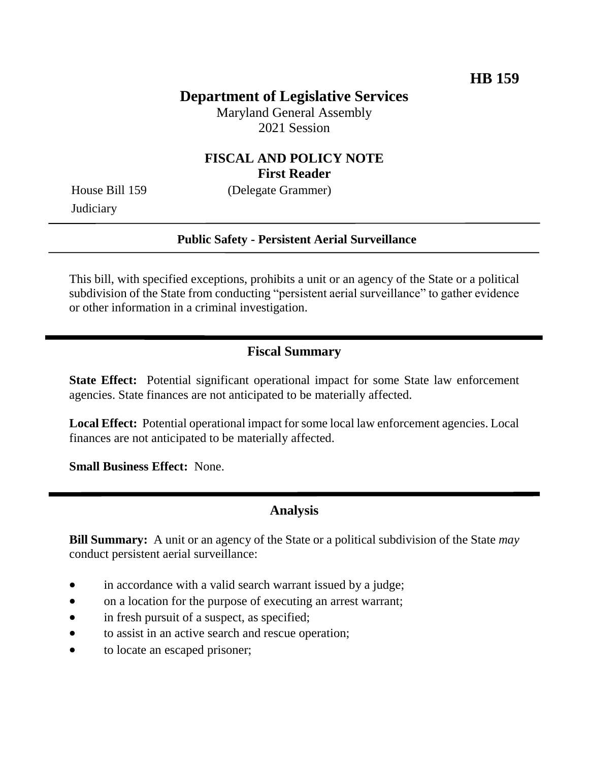**HB 159**

# Department of Legislative Services

Maryland General Assembly
2021 Session

## FISCAL AND POLICY NOTE
## First Reader

House Bill 159 (Delegate Grammer)
Judiciary

**Public Safety - Persistent Aerial Surveillance**

This bill, with specified exceptions, prohibits a unit or an agency of the State or a political subdivision of the State from conducting "persistent aerial surveillance" to gather evidence or other information in a criminal investigation.

## Fiscal Summary

**State Effect:** Potential significant operational impact for some State law enforcement agencies. State finances are not anticipated to be materially affected.

**Local Effect:** Potential operational impact for some local law enforcement agencies. Local finances are not anticipated to be materially affected.

**Small Business Effect:** None.

## Analysis

**Bill Summary:** A unit or an agency of the State or a political subdivision of the State *may* conduct persistent aerial surveillance:

- in accordance with a valid search warrant issued by a judge;
- on a location for the purpose of executing an arrest warrant;
- in fresh pursuit of a suspect, as specified;
- to assist in an active search and rescue operation;
- to locate an escaped prisoner;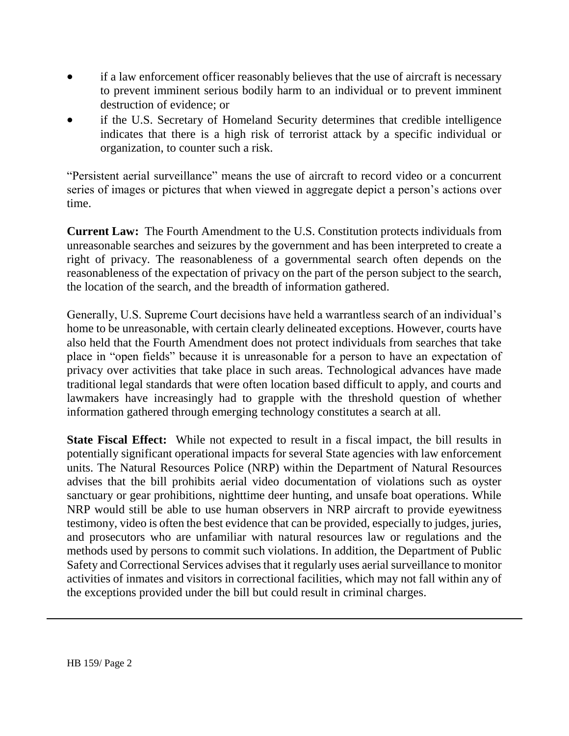- if a law enforcement officer reasonably believes that the use of aircraft is necessary to prevent imminent serious bodily harm to an individual or to prevent imminent destruction of evidence; or
- if the U.S. Secretary of Homeland Security determines that credible intelligence indicates that there is a high risk of terrorist attack by a specific individual or organization, to counter such a risk.

"Persistent aerial surveillance" means the use of aircraft to record video or a concurrent series of images or pictures that when viewed in aggregate depict a person's actions over time.

**Current Law:** The Fourth Amendment to the U.S. Constitution protects individuals from unreasonable searches and seizures by the government and has been interpreted to create a right of privacy. The reasonableness of a governmental search often depends on the reasonableness of the expectation of privacy on the part of the person subject to the search, the location of the search, and the breadth of information gathered.

Generally, U.S. Supreme Court decisions have held a warrantless search of an individual's home to be unreasonable, with certain clearly delineated exceptions. However, courts have also held that the Fourth Amendment does not protect individuals from searches that take place in "open fields" because it is unreasonable for a person to have an expectation of privacy over activities that take place in such areas. Technological advances have made traditional legal standards that were often location based difficult to apply, and courts and lawmakers have increasingly had to grapple with the threshold question of whether information gathered through emerging technology constitutes a search at all.

**State Fiscal Effect:** While not expected to result in a fiscal impact, the bill results in potentially significant operational impacts for several State agencies with law enforcement units. The Natural Resources Police (NRP) within the Department of Natural Resources advises that the bill prohibits aerial video documentation of violations such as oyster sanctuary or gear prohibitions, nighttime deer hunting, and unsafe boat operations. While NRP would still be able to use human observers in NRP aircraft to provide eyewitness testimony, video is often the best evidence that can be provided, especially to judges, juries, and prosecutors who are unfamiliar with natural resources law or regulations and the methods used by persons to commit such violations. In addition, the Department of Public Safety and Correctional Services advises that it regularly uses aerial surveillance to monitor activities of inmates and visitors in correctional facilities, which may not fall within any of the exceptions provided under the bill but could result in criminal charges.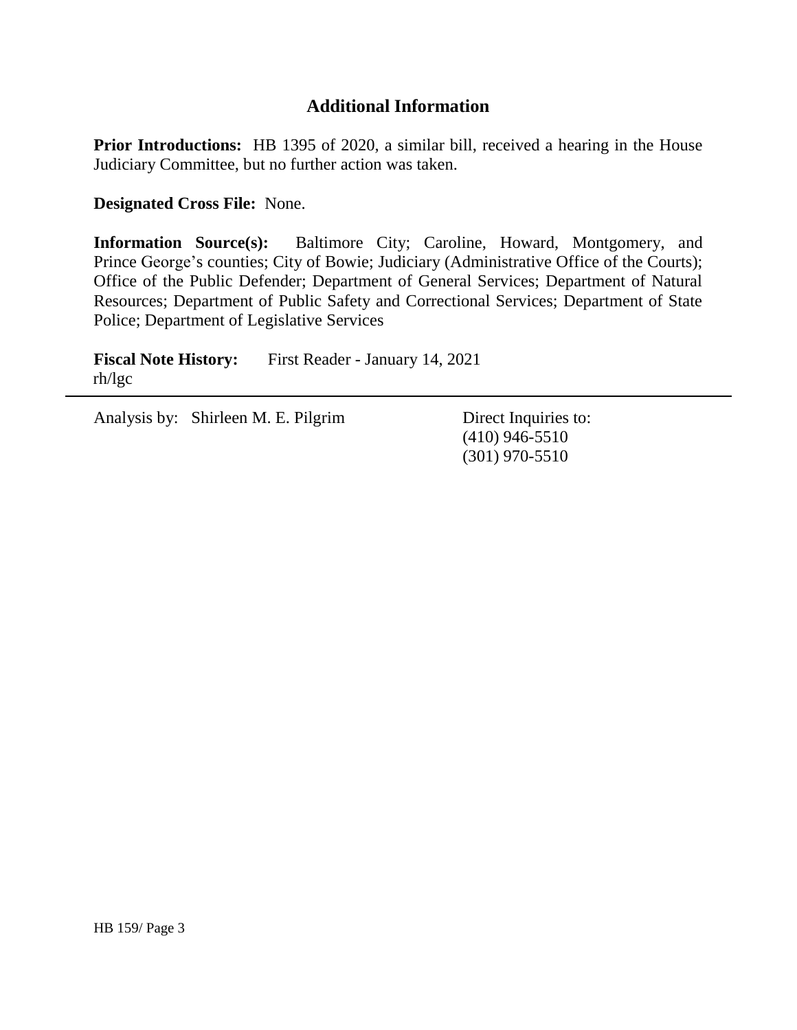## Additional Information

**Prior Introductions:** HB 1395 of 2020, a similar bill, received a hearing in the House Judiciary Committee, but no further action was taken.

**Designated Cross File:** None.

**Information Source(s):** Baltimore City; Caroline, Howard, Montgomery, and Prince George's counties; City of Bowie; Judiciary (Administrative Office of the Courts); Office of the Public Defender; Department of General Services; Department of Natural Resources; Department of Public Safety and Correctional Services; Department of State Police; Department of Legislative Services

**Fiscal Note History:** First Reader - January 14, 2021
rh/lgc

---

Analysis by: Shirleen M. E. Pilgrim

Direct Inquiries to:
(410) 946-5510
(301) 970-5510